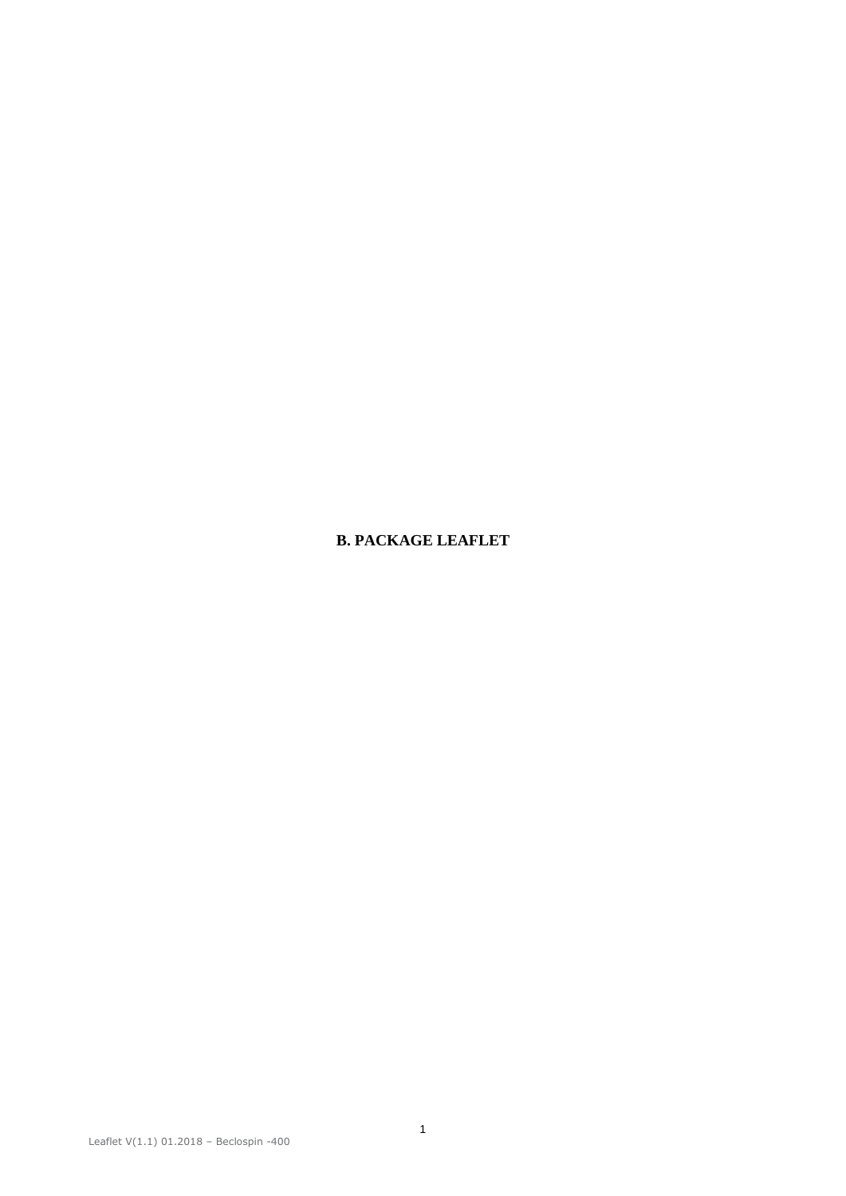# B. PACKAGE LEAFLET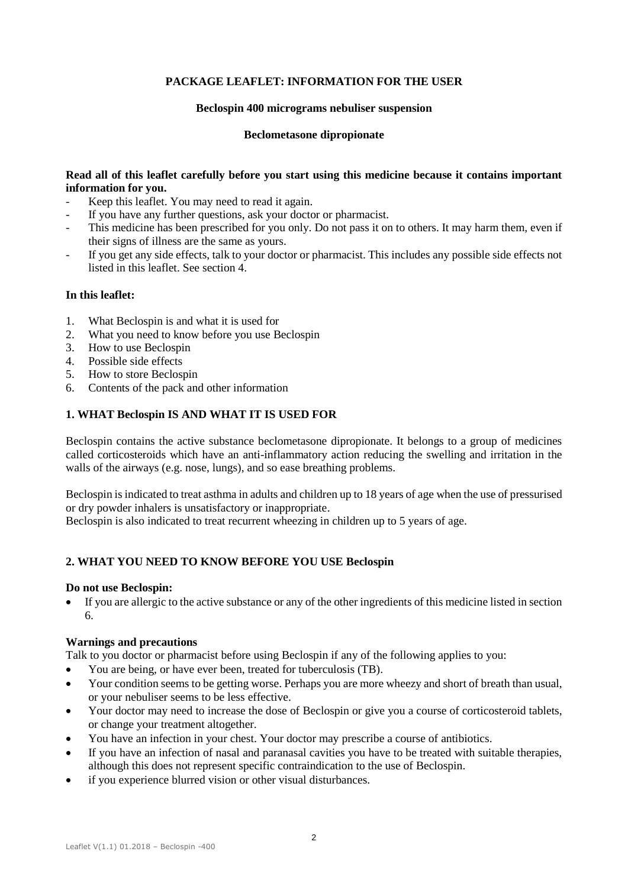**PACKAGE LEAFLET: INFORMATION FOR THE USER**

**Beclospin 400 micrograms nebuliser suspension**

**Beclometasone dipropionate**

**Read all of this leaflet carefully before you start using this medicine because it contains important information for you.**

- Keep this leaflet. You may need to read it again.
- If you have any further questions, ask your doctor or pharmacist.
- This medicine has been prescribed for you only. Do not pass it on to others. It may harm them, even if their signs of illness are the same as yours.
- If you get any side effects, talk to your doctor or pharmacist. This includes any possible side effects not listed in this leaflet. See section 4.

**In this leaflet:**

1. What Beclospin is and what it is used for
2. What you need to know before you use Beclospin
3. How to use Beclospin
4. Possible side effects
5. How to store Beclospin
6. Contents of the pack and other information

## 1. WHAT Beclospin IS AND WHAT IT IS USED FOR

Beclospin contains the active substance beclometasone dipropionate. It belongs to a group of medicines called corticosteroids which have an anti-inflammatory action reducing the swelling and irritation in the walls of the airways (e.g. nose, lungs), and so ease breathing problems.

Beclospin is indicated to treat asthma in adults and children up to 18 years of age when the use of pressurised or dry powder inhalers is unsatisfactory or inappropriate.
Beclospin is also indicated to treat recurrent wheezing in children up to 5 years of age.

## 2. WHAT YOU NEED TO KNOW BEFORE YOU USE Beclospin

**Do not use Beclospin:**

- If you are allergic to the active substance or any of the other ingredients of this medicine listed in section 6.

**Warnings and precautions**

Talk to you doctor or pharmacist before using Beclospin if any of the following applies to you:

- You are being, or have ever been, treated for tuberculosis (TB).
- Your condition seems to be getting worse. Perhaps you are more wheezy and short of breath than usual, or your nebuliser seems to be less effective.
- Your doctor may need to increase the dose of Beclospin or give you a course of corticosteroid tablets, or change your treatment altogether.
- You have an infection in your chest. Your doctor may prescribe a course of antibiotics.
- If you have an infection of nasal and paranasal cavities you have to be treated with suitable therapies, although this does not represent specific contraindication to the use of Beclospin.
- if you experience blurred vision or other visual disturbances.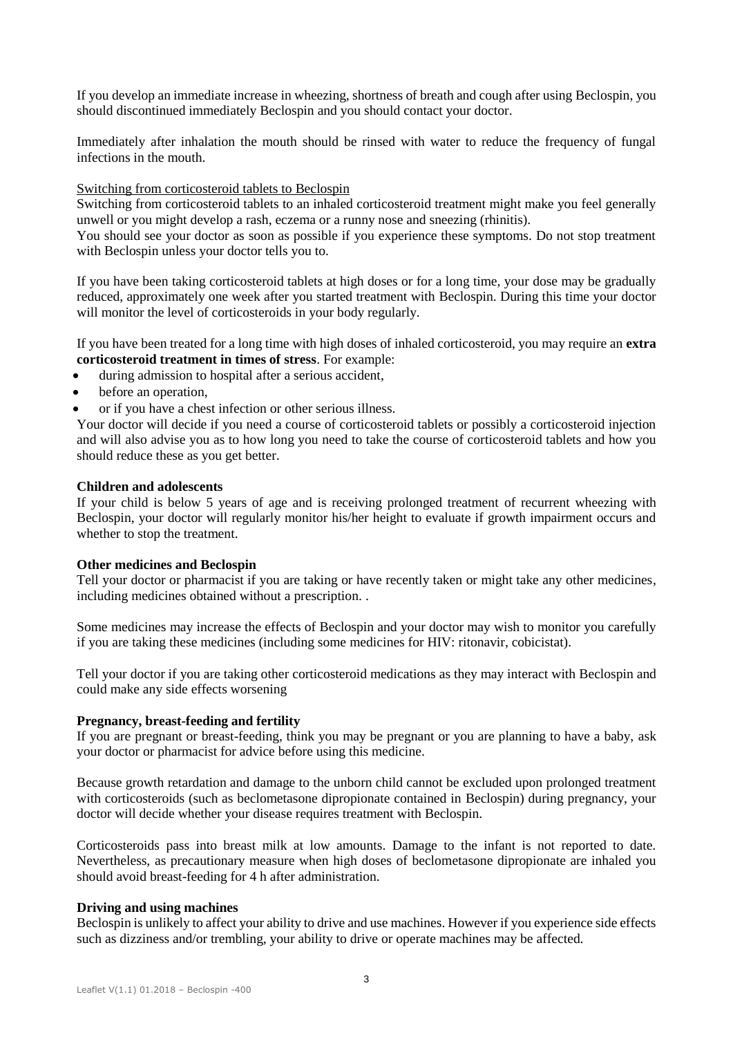If you develop an immediate increase in wheezing, shortness of breath and cough after using Beclospin, you should discontinued immediately Beclospin and you should contact your doctor.

Immediately after inhalation the mouth should be rinsed with water to reduce the frequency of fungal infections in the mouth.

Switching from corticosteroid tablets to Beclospin

Switching from corticosteroid tablets to an inhaled corticosteroid treatment might make you feel generally unwell or you might develop a rash, eczema or a runny nose and sneezing (rhinitis).

You should see your doctor as soon as possible if you experience these symptoms. Do not stop treatment with Beclospin unless your doctor tells you to.

If you have been taking corticosteroid tablets at high doses or for a long time, your dose may be gradually reduced, approximately one week after you started treatment with Beclospin. During this time your doctor will monitor the level of corticosteroids in your body regularly.

If you have been treated for a long time with high doses of inhaled corticosteroid, you may require an **extra corticosteroid treatment in times of stress**. For example:

- during admission to hospital after a serious accident,
- before an operation,
- or if you have a chest infection or other serious illness.

Your doctor will decide if you need a course of corticosteroid tablets or possibly a corticosteroid injection and will also advise you as to how long you need to take the course of corticosteroid tablets and how you should reduce these as you get better.

**Children and adolescents**

If your child is below 5 years of age and is receiving prolonged treatment of recurrent wheezing with Beclospin, your doctor will regularly monitor his/her height to evaluate if growth impairment occurs and whether to stop the treatment.

**Other medicines and Beclospin**

Tell your doctor or pharmacist if you are taking or have recently taken or might take any other medicines, including medicines obtained without a prescription. .

Some medicines may increase the effects of Beclospin and your doctor may wish to monitor you carefully if you are taking these medicines (including some medicines for HIV: ritonavir, cobicistat).

Tell your doctor if you are taking other corticosteroid medications as they may interact with Beclospin and could make any side effects worsening

**Pregnancy, breast-feeding and fertility**

If you are pregnant or breast-feeding, think you may be pregnant or you are planning to have a baby, ask your doctor or pharmacist for advice before using this medicine.

Because growth retardation and damage to the unborn child cannot be excluded upon prolonged treatment with corticosteroids (such as beclometasone dipropionate contained in Beclospin) during pregnancy, your doctor will decide whether your disease requires treatment with Beclospin.

Corticosteroids pass into breast milk at low amounts. Damage to the infant is not reported to date. Nevertheless, as precautionary measure when high doses of beclometasone dipropionate are inhaled you should avoid breast-feeding for 4 h after administration.

**Driving and using machines**

Beclospin is unlikely to affect your ability to drive and use machines. However if you experience side effects such as dizziness and/or trembling, your ability to drive or operate machines may be affected.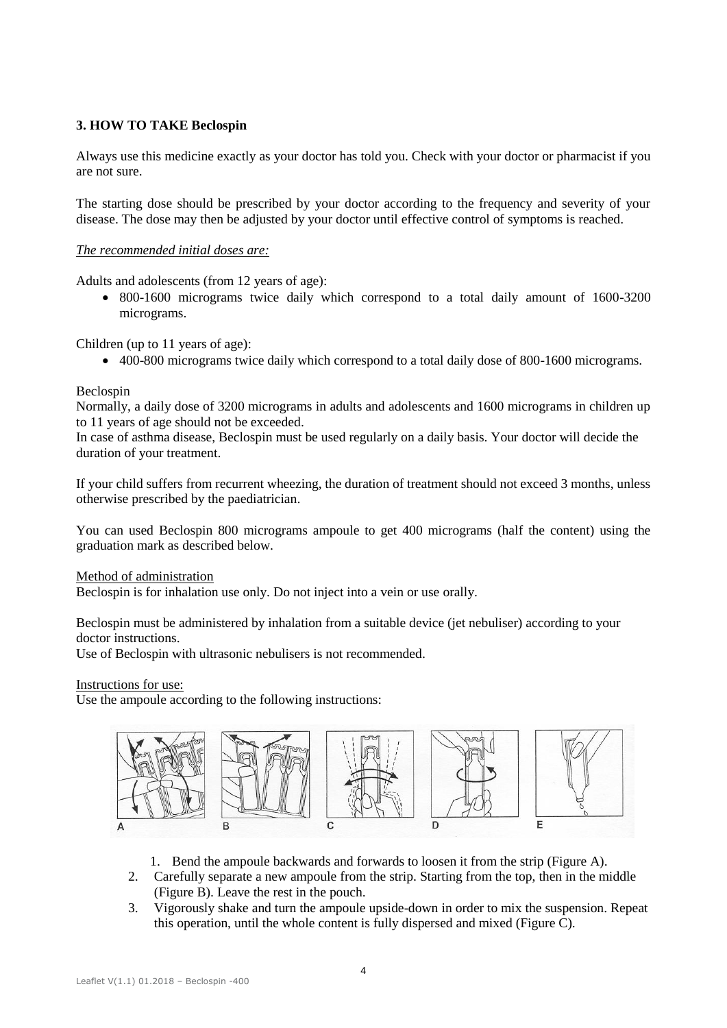**3. HOW TO TAKE Beclospin**

Always use this medicine exactly as your doctor has told you. Check with your doctor or pharmacist if you are not sure.

The starting dose should be prescribed by your doctor according to the frequency and severity of your disease. The dose may then be adjusted by your doctor until effective control of symptoms is reached.

*The recommended initial doses are:*

Adults and adolescents (from 12 years of age):

- 800-1600 micrograms twice daily which correspond to a total daily amount of 1600-3200 micrograms.

Children (up to 11 years of age):

- 400-800 micrograms twice daily which correspond to a total daily dose of 800-1600 micrograms.

Beclospin

Normally, a daily dose of 3200 micrograms in adults and adolescents and 1600 micrograms in children up to 11 years of age should not be exceeded.

In case of asthma disease, Beclospin must be used regularly on a daily basis. Your doctor will decide the duration of your treatment.

If your child suffers from recurrent wheezing, the duration of treatment should not exceed 3 months, unless otherwise prescribed by the paediatrician.

You can used Beclospin 800 micrograms ampoule to get 400 micrograms (half the content) using the graduation mark as described below.

Method of administration

Beclospin is for inhalation use only. Do not inject into a vein or use orally.

Beclospin must be administered by inhalation from a suitable device (jet nebuliser) according to your doctor instructions.

Use of Beclospin with ultrasonic nebulisers is not recommended.

Instructions for use:

Use the ampoule according to the following instructions:

A B C D E

1. Bend the ampoule backwards and forwards to loosen it from the strip (Figure A).
2. Carefully separate a new ampoule from the strip. Starting from the top, then in the middle (Figure B). Leave the rest in the pouch.
3. Vigorously shake and turn the ampoule upside-down in order to mix the suspension. Repeat this operation, until the whole content is fully dispersed and mixed (Figure C).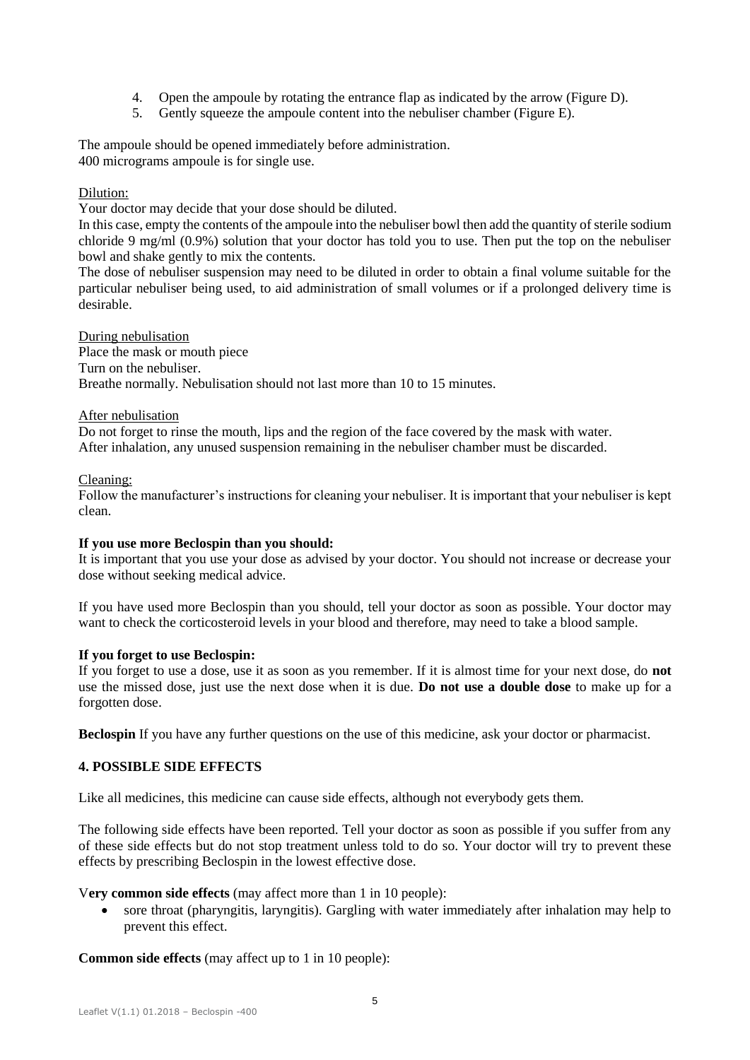4. Open the ampoule by rotating the entrance flap as indicated by the arrow (Figure D).
5. Gently squeeze the ampoule content into the nebuliser chamber (Figure E).

The ampoule should be opened immediately before administration.
400 micrograms ampoule is for single use.

Dilution:

Your doctor may decide that your dose should be diluted.

In this case, empty the contents of the ampoule into the nebuliser bowl then add the quantity of sterile sodium chloride 9 mg/ml (0.9%) solution that your doctor has told you to use. Then put the top on the nebuliser bowl and shake gently to mix the contents.

The dose of nebuliser suspension may need to be diluted in order to obtain a final volume suitable for the particular nebuliser being used, to aid administration of small volumes or if a prolonged delivery time is desirable.

During nebulisation

Place the mask or mouth piece
Turn on the nebuliser.
Breathe normally. Nebulisation should not last more than 10 to 15 minutes.

After nebulisation

Do not forget to rinse the mouth, lips and the region of the face covered by the mask with water.
After inhalation, any unused suspension remaining in the nebuliser chamber must be discarded.

Cleaning:

Follow the manufacturer's instructions for cleaning your nebuliser. It is important that your nebuliser is kept clean.

**If you use more Beclospin than you should:**

It is important that you use your dose as advised by your doctor. You should not increase or decrease your dose without seeking medical advice.

If you have used more Beclospin than you should, tell your doctor as soon as possible. Your doctor may want to check the corticosteroid levels in your blood and therefore, may need to take a blood sample.

**If you forget to use Beclospin:**

If you forget to use a dose, use it as soon as you remember. If it is almost time for your next dose, do **not** use the missed dose, just use the next dose when it is due. **Do not use a double dose** to make up for a forgotten dose.

**Beclospin** If you have any further questions on the use of this medicine, ask your doctor or pharmacist.

## 4. POSSIBLE SIDE EFFECTS

Like all medicines, this medicine can cause side effects, although not everybody gets them.

The following side effects have been reported. Tell your doctor as soon as possible if you suffer from any of these side effects but do not stop treatment unless told to do so. Your doctor will try to prevent these effects by prescribing Beclospin in the lowest effective dose.

V**ery common side effects** (may affect more than 1 in 10 people):

- sore throat (pharyngitis, laryngitis). Gargling with water immediately after inhalation may help to prevent this effect.

**Common side effects** (may affect up to 1 in 10 people):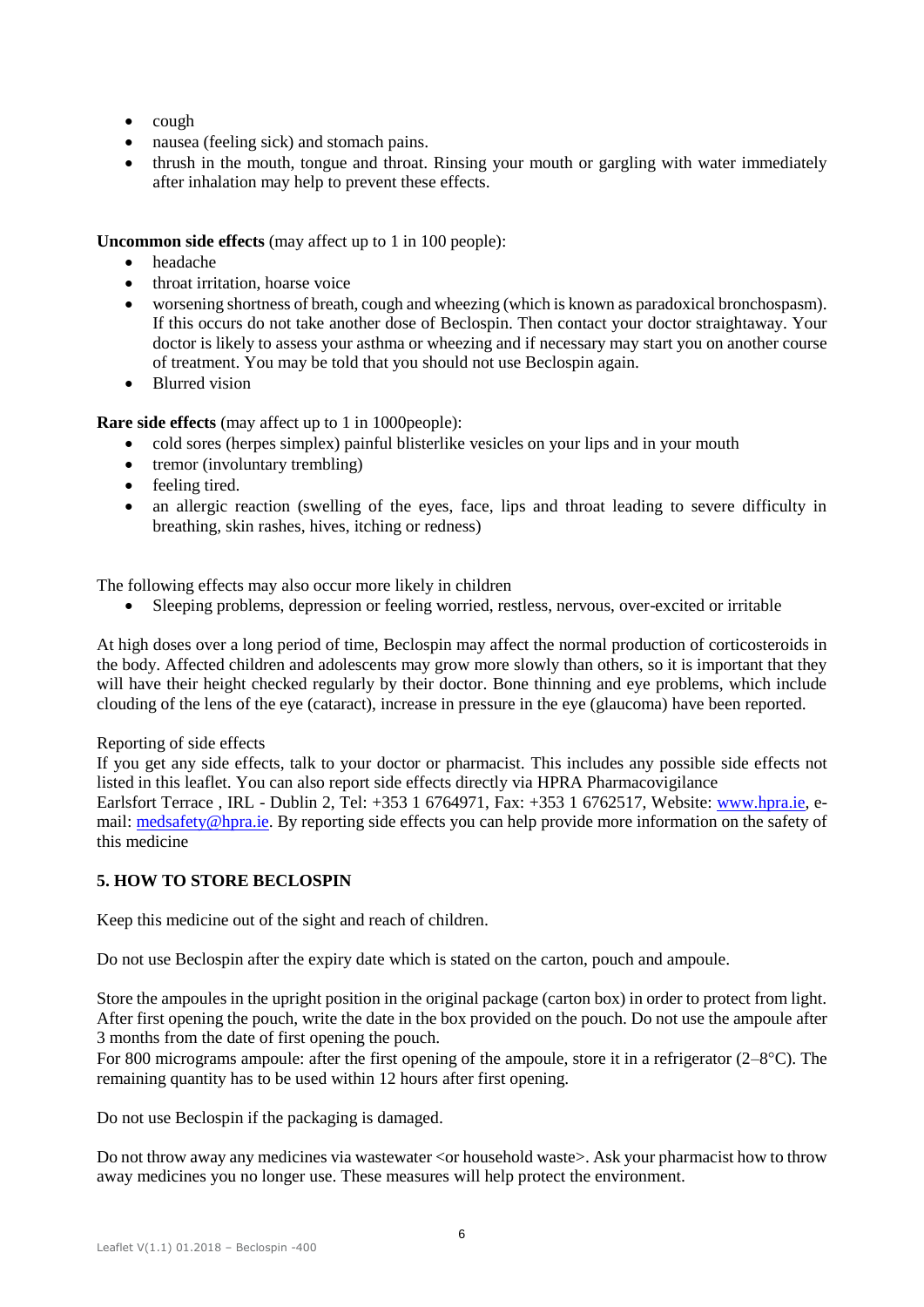- cough
- nausea (feeling sick) and stomach pains.
- thrush in the mouth, tongue and throat. Rinsing your mouth or gargling with water immediately after inhalation may help to prevent these effects.

**Uncommon side effects** (may affect up to 1 in 100 people):

- headache
- throat irritation, hoarse voice
- worsening shortness of breath, cough and wheezing (which is known as paradoxical bronchospasm). If this occurs do not take another dose of Beclospin. Then contact your doctor straightaway. Your doctor is likely to assess your asthma or wheezing and if necessary may start you on another course of treatment. You may be told that you should not use Beclospin again.
- Blurred vision

**Rare side effects** (may affect up to 1 in 1000people):

- cold sores (herpes simplex) painful blisterlike vesicles on your lips and in your mouth
- tremor (involuntary trembling)
- feeling tired.
- an allergic reaction (swelling of the eyes, face, lips and throat leading to severe difficulty in breathing, skin rashes, hives, itching or redness)

The following effects may also occur more likely in children

- Sleeping problems, depression or feeling worried, restless, nervous, over-excited or irritable

At high doses over a long period of time, Beclospin may affect the normal production of corticosteroids in the body. Affected children and adolescents may grow more slowly than others, so it is important that they will have their height checked regularly by their doctor. Bone thinning and eye problems, which include clouding of the lens of the eye (cataract), increase in pressure in the eye (glaucoma) have been reported.

Reporting of side effects

If you get any side effects, talk to your doctor or pharmacist. This includes any possible side effects not listed in this leaflet. You can also report side effects directly via HPRA Pharmacovigilance
Earlsfort Terrace , IRL - Dublin 2, Tel: +353 1 6764971, Fax: +353 1 6762517, Website: www.hpra.ie, e-mail: medsafety@hpra.ie. By reporting side effects you can help provide more information on the safety of this medicine

## 5. HOW TO STORE BECLOSPIN

Keep this medicine out of the sight and reach of children.

Do not use Beclospin after the expiry date which is stated on the carton, pouch and ampoule.

Store the ampoules in the upright position in the original package (carton box) in order to protect from light. After first opening the pouch, write the date in the box provided on the pouch. Do not use the ampoule after 3 months from the date of first opening the pouch.
For 800 micrograms ampoule: after the first opening of the ampoule, store it in a refrigerator (2–8°C). The remaining quantity has to be used within 12 hours after first opening.

Do not use Beclospin if the packaging is damaged.

Do not throw away any medicines via wastewater <or household waste>. Ask your pharmacist how to throw away medicines you no longer use. These measures will help protect the environment.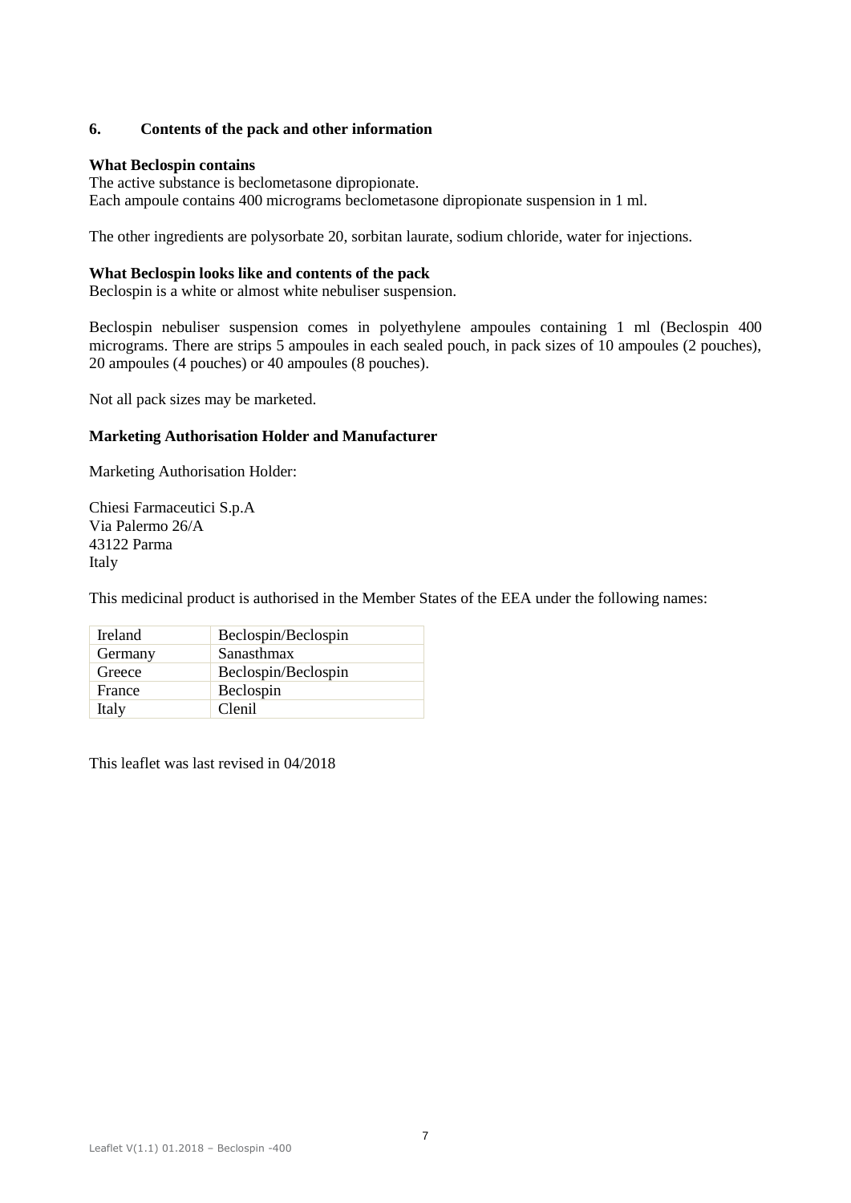## 6. Contents of the pack and other information

**What Beclospin contains**

The active substance is beclometasone dipropionate.
Each ampoule contains 400 micrograms beclometasone dipropionate suspension in 1 ml.

The other ingredients are polysorbate 20, sorbitan laurate, sodium chloride, water for injections.

**What Beclospin looks like and contents of the pack**

Beclospin is a white or almost white nebuliser suspension.

Beclospin nebuliser suspension comes in polyethylene ampoules containing 1 ml (Beclospin 400 micrograms. There are strips 5 ampoules in each sealed pouch, in pack sizes of 10 ampoules (2 pouches), 20 ampoules (4 pouches) or 40 ampoules (8 pouches).

Not all pack sizes may be marketed.

**Marketing Authorisation Holder and Manufacturer**

Marketing Authorisation Holder:

Chiesi Farmaceutici S.p.A
Via Palermo 26/A
43122 Parma
Italy

This medicinal product is authorised in the Member States of the EEA under the following names:

| | |
|---|---|
| Ireland | Beclospin/Beclospin |
| Germany | Sanasthmax |
| Greece | Beclospin/Beclospin |
| France | Beclospin |
| Italy | Clenil |

This leaflet was last revised in 04/2018